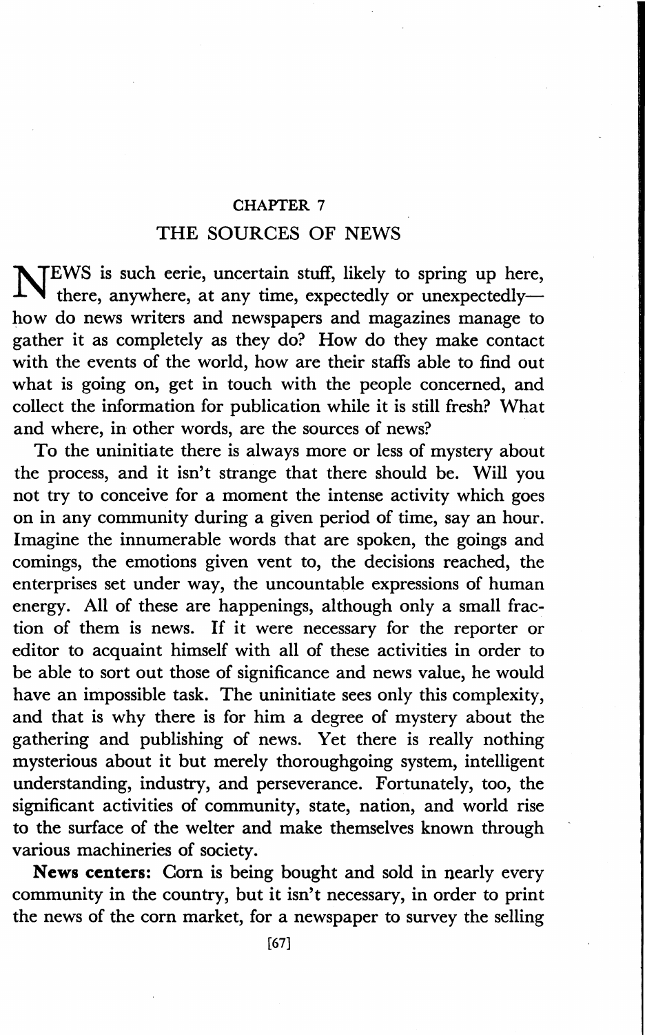# CHAPTER 7

## THE SOURCES OF NEWS

NEWS is such eerie, uncertain stuff, likely to spring up here, there, anywhere, at any time, expectedly or unexpectedly—how do news writers and newspapers and magazines manage to gather it as completely as they do? How do they make contact with the events of the world, how are their staffs able to find out what is going on, get in touch with the people concerned, and collect the information for publication while it is still fresh? What and where, in other words, are the sources of news?

To the uninitiate there is always more or less of mystery about the process, and it isn't strange that there should be. Will you not try to conceive for a moment the intense activity which goes on in any community during a given period of time, say an hour. Imagine the innumerable words that are spoken, the goings and comings, the emotions given vent to, the decisions reached, the enterprises set under way, the uncountable expressions of human energy. All of these are happenings, although only a small fraction of them is news. If it were necessary for the reporter or editor to acquaint himself with all of these activities in order to be able to sort out those of significance and news value, he would have an impossible task. The uninitiate sees only this complexity, and that is why there is for him a degree of mystery about the gathering and publishing of news. Yet there is really nothing mysterious about it but merely thoroughgoing system, intelligent understanding, industry, and perseverance. Fortunately, too, the significant activities of community, state, nation, and world rise to the surface of the welter and make themselves known through various machineries of society.

**News centers:** Corn is being bought and sold in nearly every community in the country, but it isn't necessary, in order to print the news of the corn market, for a newspaper to survey the selling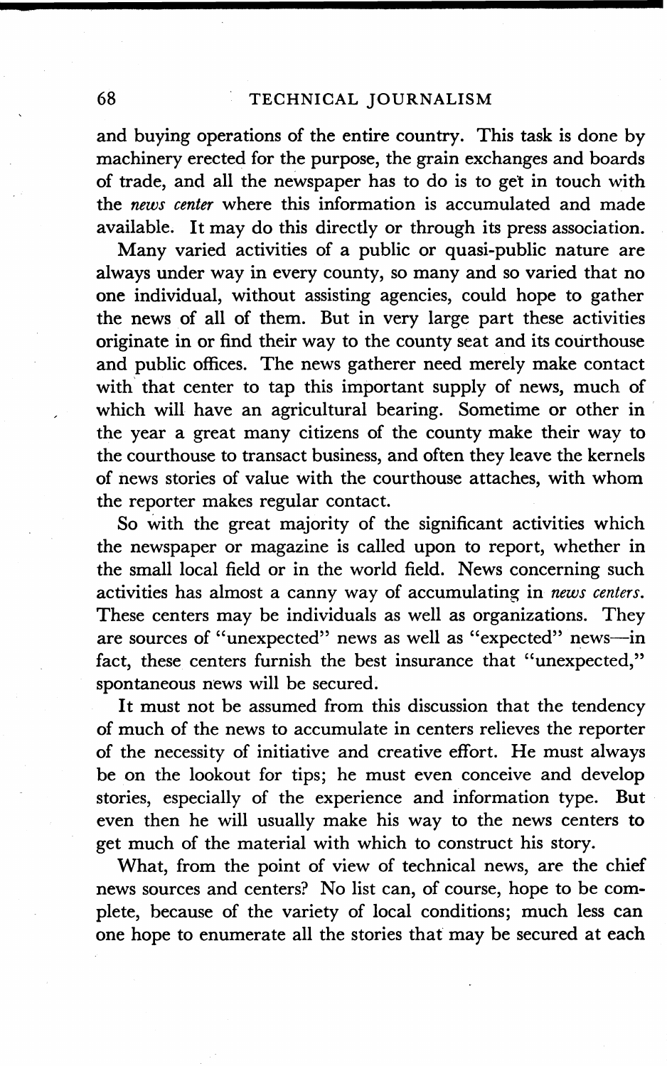and buying operations of the entire country. This task is done by machinery erected for the purpose, the grain exchanges and boards of trade, and all the newspaper has to do is to get in touch with the *news center* where this information is accumulated and made available. It may do this directly or through its press association.

Many varied activities of a public or quasi-public nature are always under way in every county, so many and so varied that no one individual, without assisting agencies, could hope to gather the news of all of them. But in very large part these activities originate in or find their way to the county seat and its courthouse and public offices. The news gatherer need merely make contact with that center to tap this important supply of news, much of which will have an agricultural bearing. Sometime or other in the year a great many citizens of the county make their way to the courthouse to transact business, and often they leave the kernels of news stories of value with the courthouse attaches, with whom the reporter makes regular contact.

So with the great majority of the significant activities which the newspaper or magazine is called upon to report, whether in the small local field or in the world field. News concerning such activities has almost a canny way of accumulating in *news centers*. These centers may be individuals as well as organizations. They are sources of "unexpected" news as well as "expected" news—in fact, these centers furnish the best insurance that "unexpected," spontaneous news will be secured.

It must not be assumed from this discussion that the tendency of much of the news to accumulate in centers relieves the reporter of the necessity of initiative and creative effort. He must always be on the lookout for tips; he must even conceive and develop stories, especially of the experience and information type. But even then he will usually make his way to the news centers to get much of the material with which to construct his story.

What, from the point of view of technical news, are the chief news sources and centers? No list can, of course, hope to be complete, because of the variety of local conditions; much less can one hope to enumerate all the stories that may be secured at each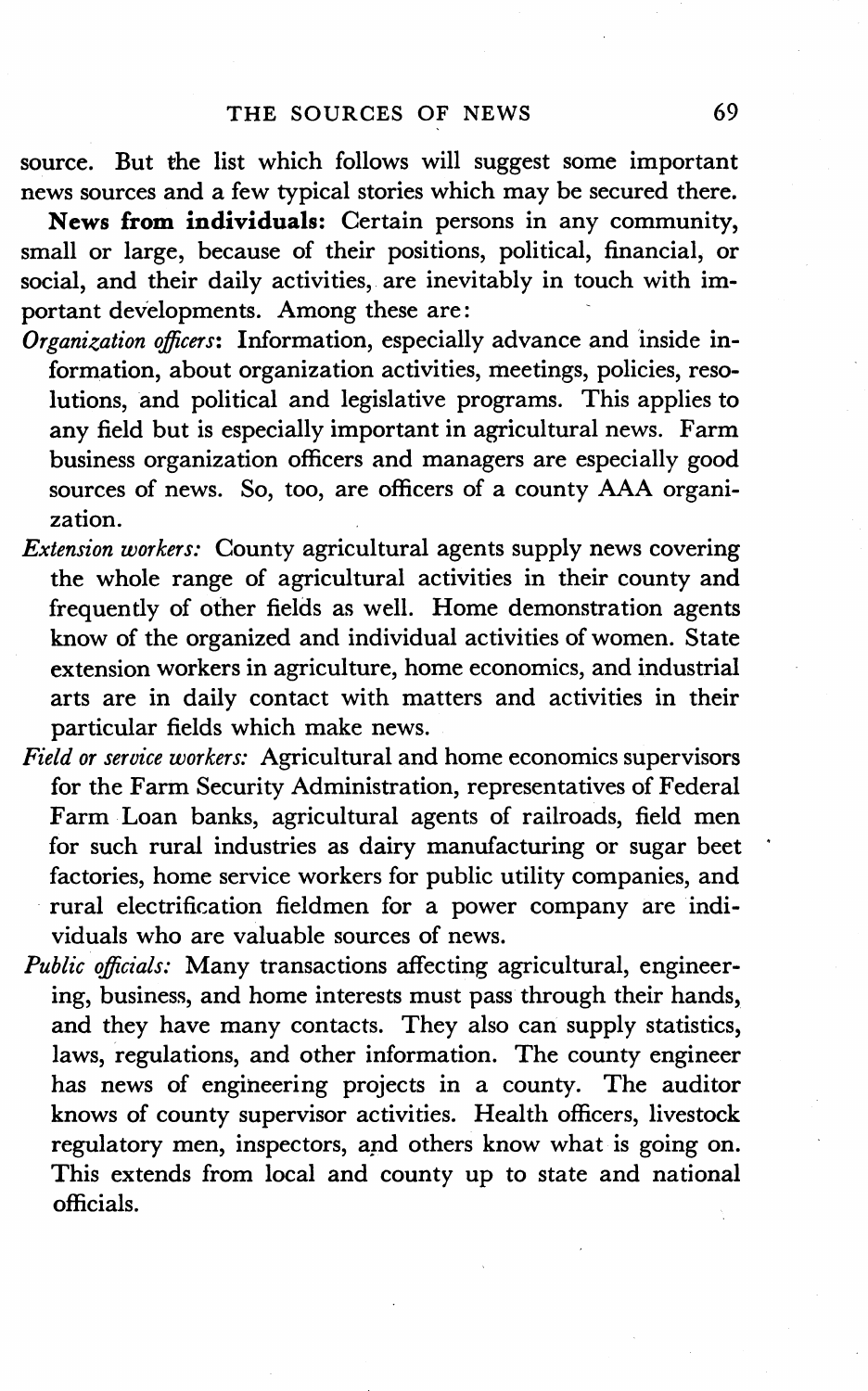source. But the list which follows will suggest some important news sources and a few typical stories which may be secured there.

**News from individuals:** Certain persons in any community, small or large, because of their positions, political, financial, or social, and their daily activities, are inevitably in touch with important developments. Among these are:

*Organization officers*: Information, especially advance and inside information, about organization activities, meetings, policies, resolutions, and political and legislative programs. This applies to any field but is especially important in agricultural news. Farm business organization officers and managers are especially good sources of news. So, too, are officers of a county AAA organization.

*Extension workers:* County agricultural agents supply news covering the whole range of agricultural activities in their county and frequently of other fields as well. Home demonstration agents know of the organized and individual activities of women. State extension workers in agriculture, home economics, and industrial arts are in daily contact with matters and activities in their particular fields which make news.

*Field or service workers:* Agricultural and home economics supervisors for the Farm Security Administration, representatives of Federal Farm Loan banks, agricultural agents of railroads, field men for such rural industries as dairy manufacturing or sugar beet factories, home service workers for public utility companies, and rural electrification fieldmen for a power company are individuals who are valuable sources of news.

*Public officials:* Many transactions affecting agricultural, engineering, business, and home interests must pass through their hands, and they have many contacts. They also can supply statistics, laws, regulations, and other information. The county engineer has news of engineering projects in a county. The auditor knows of county supervisor activities. Health officers, livestock regulatory men, inspectors, and others know what is going on. This extends from local and county up to state and national officials.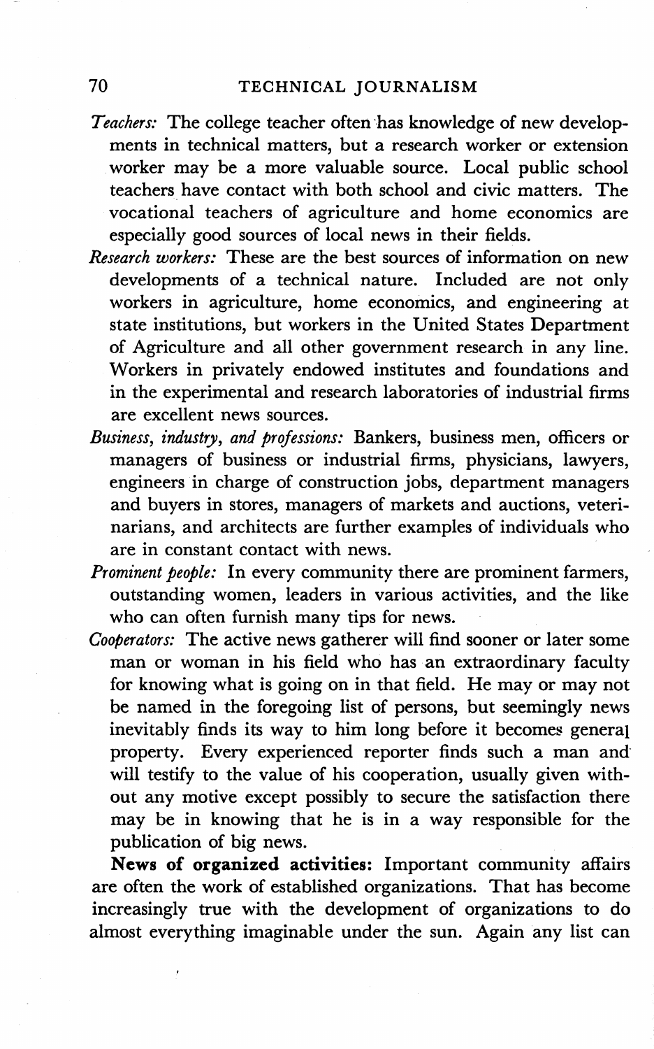*Teachers:* The college teacher often has knowledge of new developments in technical matters, but a research worker or extension worker may be a more valuable source. Local public school teachers have contact with both school and civic matters. The vocational teachers of agriculture and home economics are especially good sources of local news in their fields.

*Research workers:* These are the best sources of information on new developments of a technical nature. Included are not only workers in agriculture, home economics, and engineering at state institutions, but workers in the United States Department of Agriculture and all other government research in any line. Workers in privately endowed institutes and foundations and in the experimental and research laboratories of industrial firms are excellent news sources.

*Business, industry, and professions:* Bankers, business men, officers or managers of business or industrial firms, physicians, lawyers, engineers in charge of construction jobs, department managers and buyers in stores, managers of markets and auctions, veterinarians, and architects are further examples of individuals who are in constant contact with news.

*Prominent people:* In every community there are prominent farmers, outstanding women, leaders in various activities, and the like who can often furnish many tips for news.

*Cooperators:* The active news gatherer will find sooner or later some man or woman in his field who has an extraordinary faculty for knowing what is going on in that field. He may or may not be named in the foregoing list of persons, but seemingly news inevitably finds its way to him long before it becomes general property. Every experienced reporter finds such a man and will testify to the value of his cooperation, usually given without any motive except possibly to secure the satisfaction there may be in knowing that he is in a way responsible for the publication of big news.

**News of organized activities:** Important community affairs are often the work of established organizations. That has become increasingly true with the development of organizations to do almost everything imaginable under the sun. Again any list can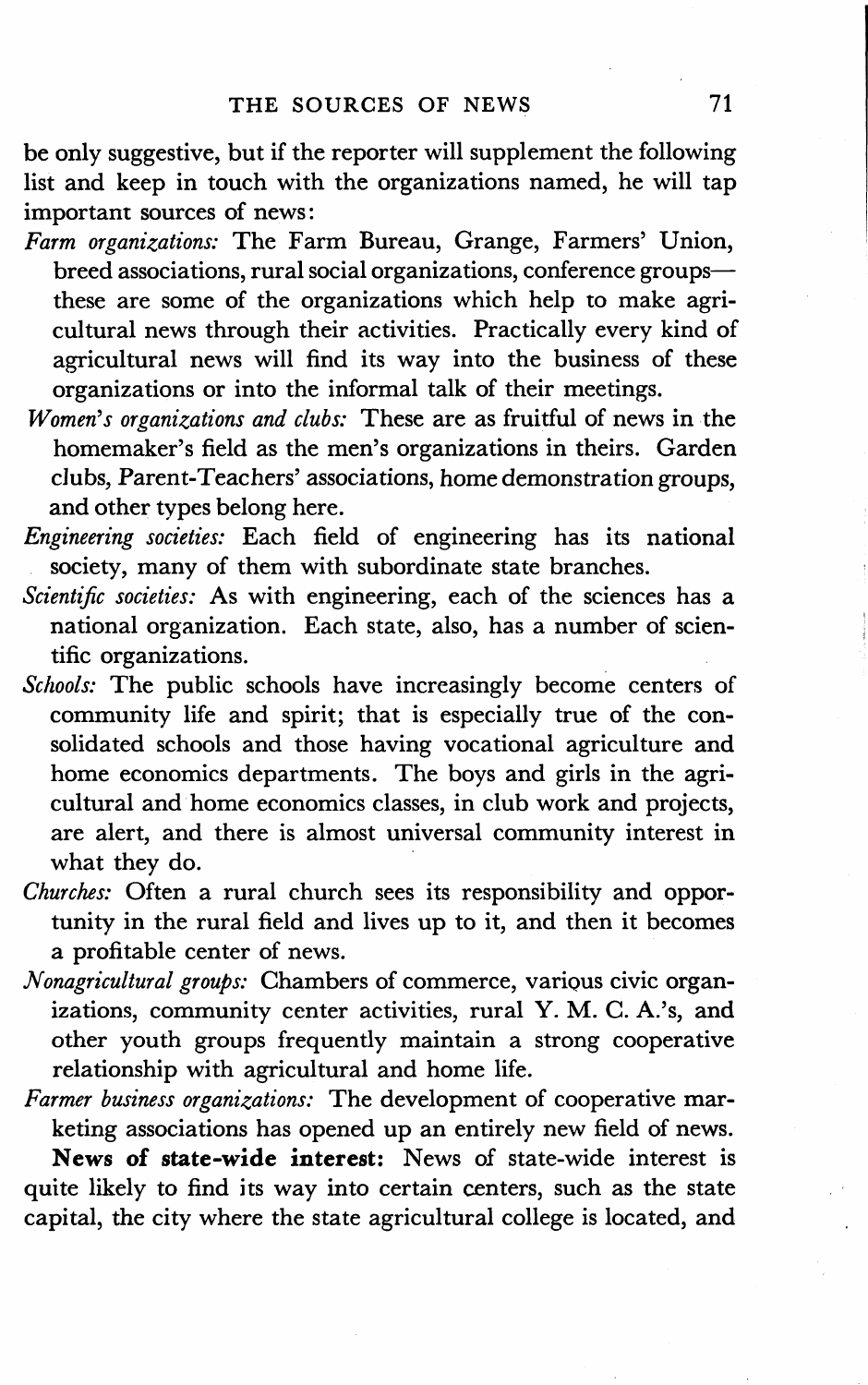be only suggestive, but if the reporter will supplement the following list and keep in touch with the organizations named, he will tap important sources of news:

*Farm organizations:* The Farm Bureau, Grange, Farmers' Union, breed associations, rural social organizations, conference groups—these are some of the organizations which help to make agricultural news through their activities. Practically every kind of agricultural news will find its way into the business of these organizations or into the informal talk of their meetings.

*Women's organizations and clubs:* These are as fruitful of news in the homemaker's field as the men's organizations in theirs. Garden clubs, Parent-Teachers' associations, home demonstration groups, and other types belong here.

*Engineering societies:* Each field of engineering has its national society, many of them with subordinate state branches.

*Scientific societies:* As with engineering, each of the sciences has a national organization. Each state, also, has a number of scientific organizations.

*Schools:* The public schools have increasingly become centers of community life and spirit; that is especially true of the consolidated schools and those having vocational agriculture and home economics departments. The boys and girls in the agricultural and home economics classes, in club work and projects, are alert, and there is almost universal community interest in what they do.

*Churches:* Often a rural church sees its responsibility and opportunity in the rural field and lives up to it, and then it becomes a profitable center of news.

*Nonagricultural groups:* Chambers of commerce, various civic organizations, community center activities, rural Y. M. C. A.'s, and other youth groups frequently maintain a strong cooperative relationship with agricultural and home life.

*Farmer business organizations:* The development of cooperative marketing associations has opened up an entirely new field of news.

**News of state-wide interest:** News of state-wide interest is quite likely to find its way into certain centers, such as the state capital, the city where the state agricultural college is located, and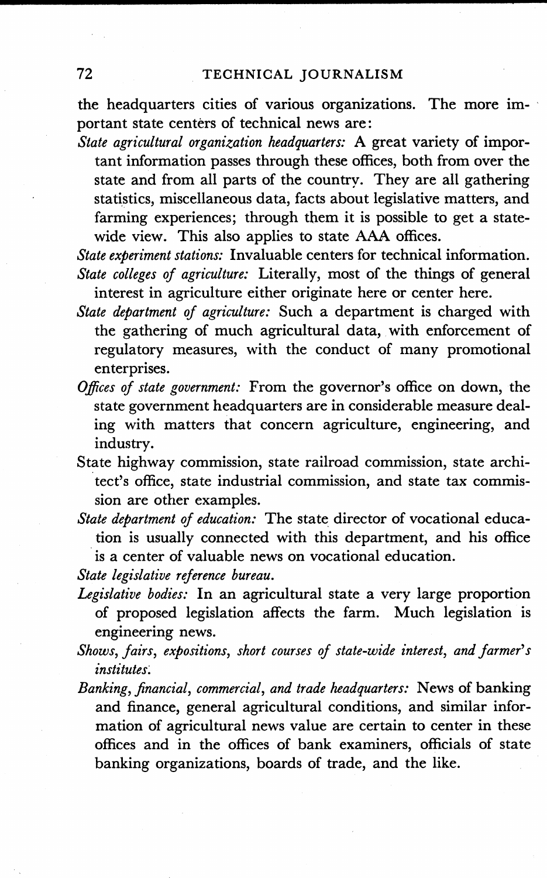the headquarters cities of various organizations. The more important state centers of technical news are:

*State agricultural organization headquarters:* A great variety of important information passes through these offices, both from over the state and from all parts of the country. They are all gathering statistics, miscellaneous data, facts about legislative matters, and farming experiences; through them it is possible to get a statewide view. This also applies to state AAA offices.

*State experiment stations:* Invaluable centers for technical information.

*State colleges of agriculture:* Literally, most of the things of general interest in agriculture either originate here or center here.

*State department of agriculture:* Such a department is charged with the gathering of much agricultural data, with enforcement of regulatory measures, with the conduct of many promotional enterprises.

*Offices of state government:* From the governor's office on down, the state government headquarters are in considerable measure dealing with matters that concern agriculture, engineering, and industry.

State highway commission, state railroad commission, state architect's office, state industrial commission, and state tax commission are other examples.

*State department of education:* The state director of vocational education is usually connected with this department, and his office is a center of valuable news on vocational education.

*State legislative reference bureau.*

*Legislative bodies:* In an agricultural state a very large proportion of proposed legislation affects the farm. Much legislation is engineering news.

*Shows, fairs, expositions, short courses of state-wide interest, and farmer's institutes.*

*Banking, financial, commercial, and trade headquarters:* News of banking and finance, general agricultural conditions, and similar information of agricultural news value are certain to center in these offices and in the offices of bank examiners, officials of state banking organizations, boards of trade, and the like.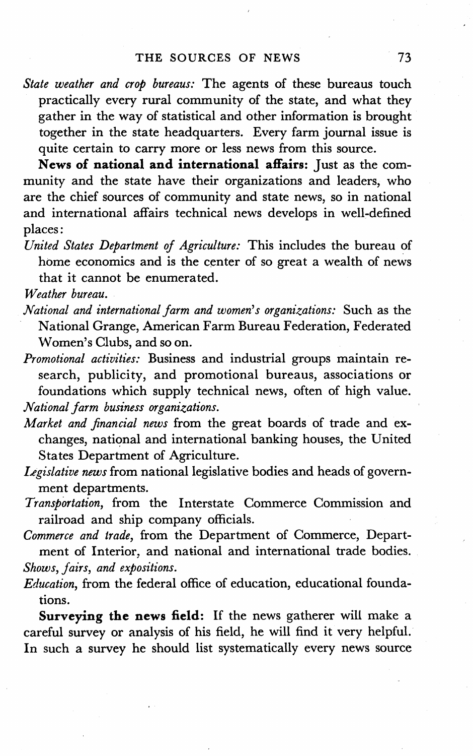*State weather and crop bureaus:* The agents of these bureaus touch practically every rural community of the state, and what they gather in the way of statistical and other information is brought together in the state headquarters. Every farm journal issue is quite certain to carry more or less news from this source.

**News of national and international affairs:** Just as the community and the state have their organizations and leaders, who are the chief sources of community and state news, so in national and international affairs technical news develops in well-defined places:

*United States Department of Agriculture:* This includes the bureau of home economics and is the center of so great a wealth of news that it cannot be enumerated.

*Weather bureau.*

*National and international farm and women's organizations:* Such as the National Grange, American Farm Bureau Federation, Federated Women's Clubs, and so on.

*Promotional activities:* Business and industrial groups maintain research, publicity, and promotional bureaus, associations or foundations which supply technical news, often of high value.

*National farm business organizations.*

*Market and financial news* from the great boards of trade and exchanges, national and international banking houses, the United States Department of Agriculture.

*Legislative news* from national legislative bodies and heads of government departments.

*Transportation,* from the Interstate Commerce Commission and railroad and ship company officials.

*Commerce and trade,* from the Department of Commerce, Department of Interior, and national and international trade bodies.

*Shows, fairs, and expositions.*

*Education,* from the federal office of education, educational foundations.

**Surveying the news field:** If the news gatherer will make a careful survey or analysis of his field, he will find it very helpful. In such a survey he should list systematically every news source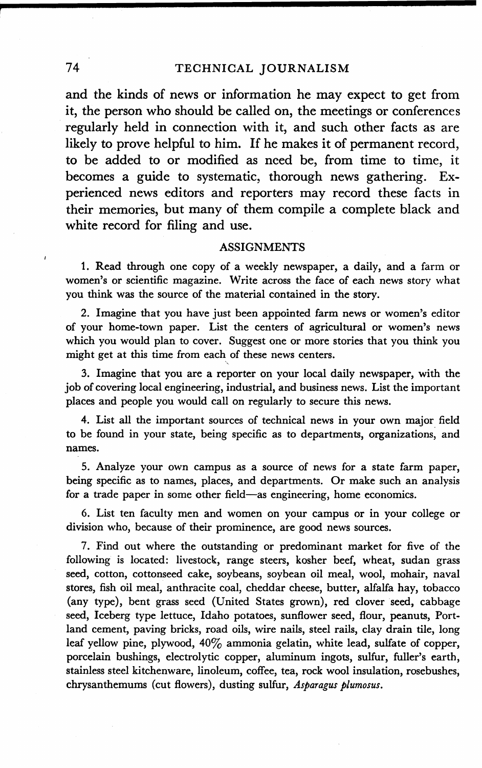and the kinds of news or information he may expect to get from it, the person who should be called on, the meetings or conferences regularly held in connection with it, and such other facts as are likely to prove helpful to him. If he makes it of permanent record, to be added to or modified as need be, from time to time, it becomes a guide to systematic, thorough news gathering. Experienced news editors and reporters may record these facts in their memories, but many of them compile a complete black and white record for filing and use.

## ASSIGNMENTS

1. Read through one copy of a weekly newspaper, a daily, and a farm or women's or scientific magazine. Write across the face of each news story what you think was the source of the material contained in the story.

2. Imagine that you have just been appointed farm news or women's editor of your home-town paper. List the centers of agricultural or women's news which you would plan to cover. Suggest one or more stories that you think you might get at this time from each of these news centers.

3. Imagine that you are a reporter on your local daily newspaper, with the job of covering local engineering, industrial, and business news. List the important places and people you would call on regularly to secure this news.

4. List all the important sources of technical news in your own major field to be found in your state, being specific as to departments, organizations, and names.

5. Analyze your own campus as a source of news for a state farm paper, being specific as to names, places, and departments. Or make such an analysis for a trade paper in some other field—as engineering, home economics.

6. List ten faculty men and women on your campus or in your college or division who, because of their prominence, are good news sources.

7. Find out where the outstanding or predominant market for five of the following is located: livestock, range steers, kosher beef, wheat, sudan grass seed, cotton, cottonseed cake, soybeans, soybean oil meal, wool, mohair, naval stores, fish oil meal, anthracite coal, cheddar cheese, butter, alfalfa hay, tobacco (any type), bent grass seed (United States grown), red clover seed, cabbage seed, Iceberg type lettuce, Idaho potatoes, sunflower seed, flour, peanuts, Portland cement, paving bricks, road oils, wire nails, steel rails, clay drain tile, long leaf yellow pine, plywood, 40% ammonia gelatin, white lead, sulfate of copper, porcelain bushings, electrolytic copper, aluminum ingots, sulfur, fuller's earth, stainless steel kitchenware, linoleum, coffee, tea, rock wool insulation, rosebushes, chrysanthemums (cut flowers), dusting sulfur, *Asparagus plumosus*.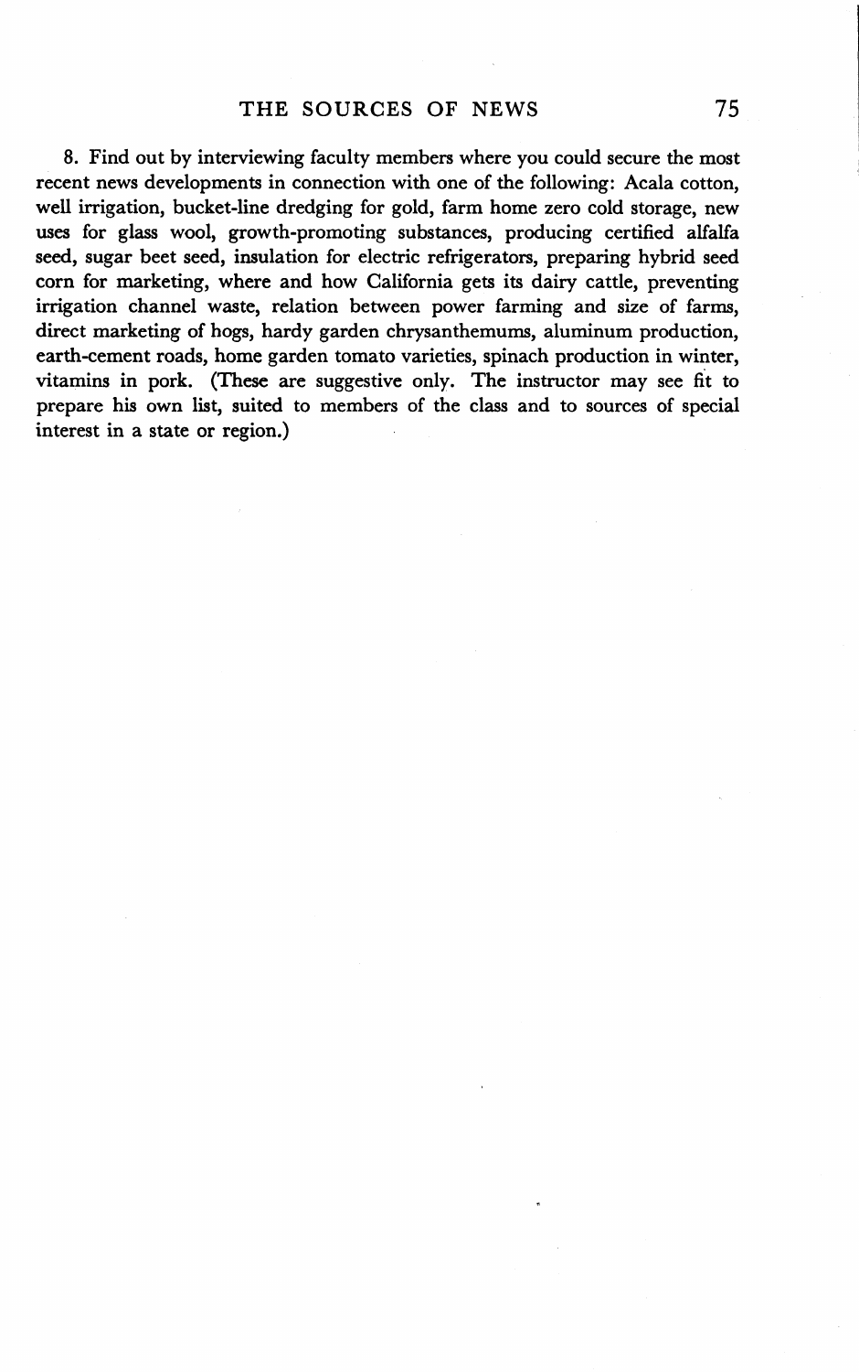8. Find out by interviewing faculty members where you could secure the most recent news developments in connection with one of the following: Acala cotton, well irrigation, bucket-line dredging for gold, farm home zero cold storage, new uses for glass wool, growth-promoting substances, producing certified alfalfa seed, sugar beet seed, insulation for electric refrigerators, preparing hybrid seed corn for marketing, where and how California gets its dairy cattle, preventing irrigation channel waste, relation between power farming and size of farms, direct marketing of hogs, hardy garden chrysanthemums, aluminum production, earth-cement roads, home garden tomato varieties, spinach production in winter, vitamins in pork. (These are suggestive only. The instructor may see fit to prepare his own list, suited to members of the class and to sources of special interest in a state or region.)